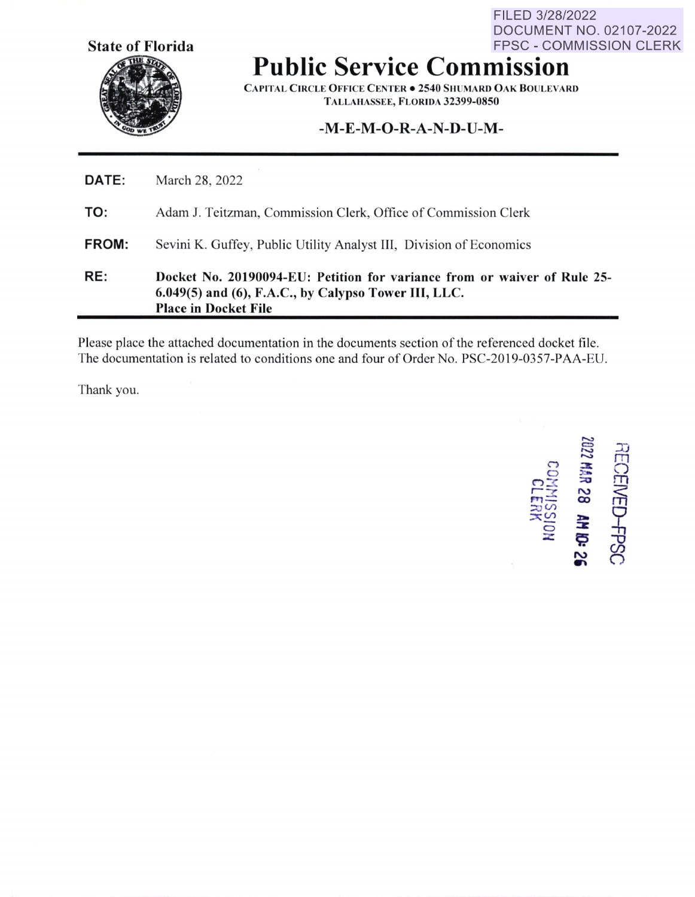FILED 3/28/2022
DOCUMENT NO. 02107-2022
FPSC - COMMISSION CLERK

**State of Florida**

# Public Service Commission

CAPITAL CIRCLE OFFICE CENTER • 2540 SHUMARD OAK BOULEVARD
TALLAHASSEE, FLORIDA 32399-0850

## -M-E-M-O-R-A-N-D-U-M-

**DATE:** March 28, 2022

**TO:** Adam J. Teitzman, Commission Clerk, Office of Commission Clerk

**FROM:** Sevini K. Guffey, Public Utility Analyst III, Division of Economics

**RE:** **Docket No. 20190094-EU: Petition for variance from or waiver of Rule 25-6.049(5) and (6), F.A.C., by Calypso Tower III, LLC.**
**Place in Docket File**

Please place the attached documentation in the documents section of the referenced docket file. The documentation is related to conditions one and four of Order No. PSC-2019-0357-PAA-EU.

Thank you.

RECEIVED-FPSC
2022 MAR 28 AM 10: 26
COMMISSION CLERK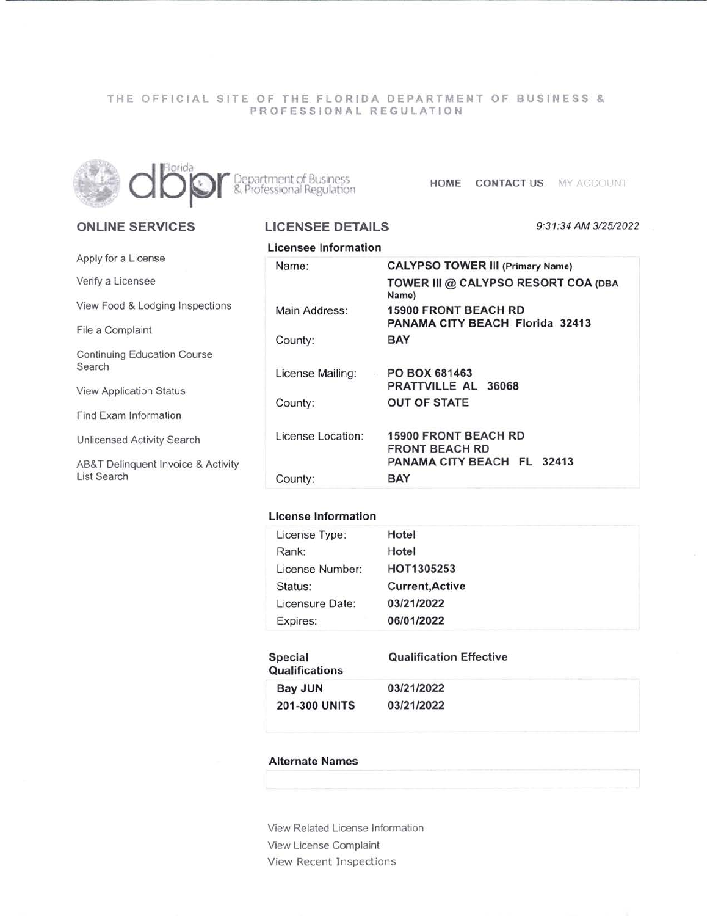THE OFFICIAL SITE OF THE FLORIDA DEPARTMENT OF BUSINESS & PROFESSIONAL REGULATION

Florida dbpr Department of Business & Professional Regulation

HOME CONTACT US MY ACCOUNT

## ONLINE SERVICES

- Apply for a License
- Verify a Licensee
- View Food & Lodging Inspections
- File a Complaint
- Continuing Education Course Search
- View Application Status
- Find Exam Information
- Unlicensed Activity Search
- AB&T Delinquent Invoice & Activity List Search

## LICENSEE DETAILS

*9:31:34 AM 3/25/2022*

### Licensee Information

| | |
|---|---|
| Name: | **CALYPSO TOWER III (Primary Name)**<br>**TOWER III @ CALYPSO RESORT COA (DBA Name)** |
| Main Address: | **15900 FRONT BEACH RD**<br>**PANAMA CITY BEACH Florida 32413** |
| County: | **BAY** |
| License Mailing: | **PO BOX 681463**<br>**PRATTVILLE AL 36068** |
| County: | **OUT OF STATE** |
| License Location: | **15900 FRONT BEACH RD**<br>**FRONT BEACH RD**<br>**PANAMA CITY BEACH FL 32413** |
| County: | **BAY** |

### License Information

| | |
|---|---|
| License Type: | **Hotel** |
| Rank: | **Hotel** |
| License Number: | **HOT1305253** |
| Status: | **Current,Active** |
| Licensure Date: | **03/21/2022** |
| Expires: | **06/01/2022** |

| Special Qualifications | Qualification Effective |
|---|---|
| **Bay JUN** | **03/21/2022** |
| **201-300 UNITS** | **03/21/2022** |

### Alternate Names

View Related License Information

View License Complaint

View Recent Inspections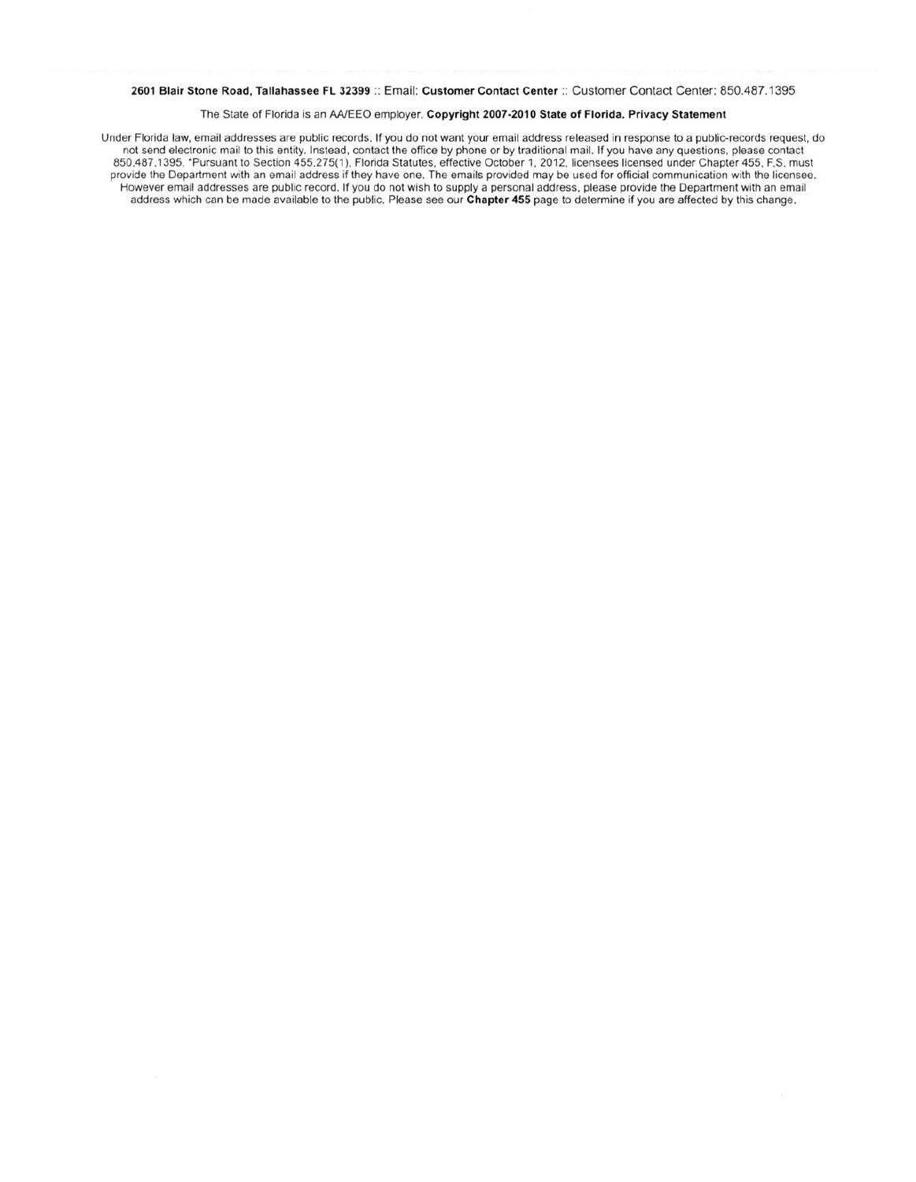**2601 Blair Stone Road, Tallahassee FL 32399** :: Email: **Customer Contact Center** :: Customer Contact Center: 850.487.1395

The State of Florida is an AA/EEO employer. **Copyright 2007-2010 State of Florida. Privacy Statement**

Under Florida law, email addresses are public records. If you do not want your email address released in response to a public-records request, do not send electronic mail to this entity. Instead, contact the office by phone or by traditional mail. If you have any questions, please contact 850.487.1395. *Pursuant to Section 455.275(1), Florida Statutes, effective October 1, 2012, licensees licensed under Chapter 455, F.S. must provide the Department with an email address if they have one. The emails provided may be used for official communication with the licensee. However email addresses are public record. If you do not wish to supply a personal address, please provide the Department with an email address which can be made available to the public. Please see our **Chapter 455** page to determine if you are affected by this change.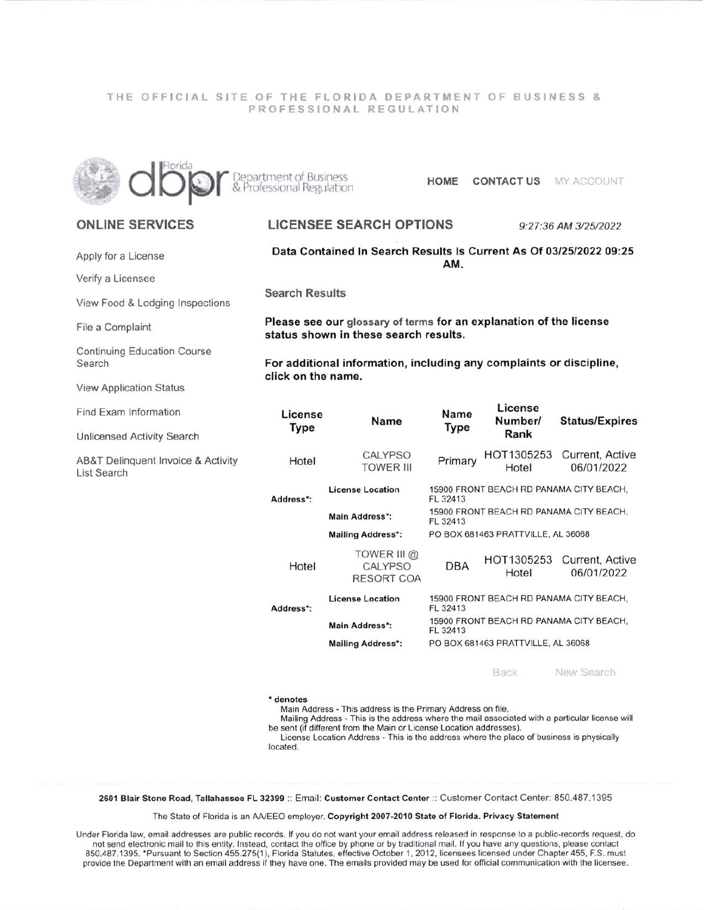THE OFFICIAL SITE OF THE FLORIDA DEPARTMENT OF BUSINESS & PROFESSIONAL REGULATION

Florida dbpr Department of Business & Professional Regulation

HOME   CONTACT US   MY ACCOUNT

## ONLINE SERVICES

- Apply for a License
- Verify a Licensee
- View Food & Lodging Inspections
- File a Complaint
- Continuing Education Course Search
- View Application Status
- Find Exam Information
- Unlicensed Activity Search
- AB&T Delinquent Invoice & Activity List Search

## LICENSEE SEARCH OPTIONS

*9:27:36 AM 3/25/2022*

**Data Contained In Search Results Is Current As Of 03/25/2022 09:25 AM.**

### Search Results

**Please see our glossary of terms for an explanation of the license status shown in these search results.**

**For additional information, including any complaints or discipline, click on the name.**

| License Type | Name | Name Type | License Number/ Rank | Status/Expires |
|---|---|---|---|---|
| Hotel | CALYPSO TOWER III | Primary | HOT1305253 Hotel | Current, Active 06/01/2022 |
| Address*: | License Location | 15900 FRONT BEACH RD PANAMA CITY BEACH, FL 32413 | | |
| | Main Address*: | 15900 FRONT BEACH RD PANAMA CITY BEACH, FL 32413 | | |
| | Mailing Address*: | PO BOX 681463 PRATTVILLE, AL 36068 | | |
| Hotel | TOWER III @ CALYPSO RESORT COA | DBA | HOT1305253 Hotel | Current, Active 06/01/2022 |
| Address*: | License Location | 15900 FRONT BEACH RD PANAMA CITY BEACH, FL 32413 | | |
| | Main Address*: | 15900 FRONT BEACH RD PANAMA CITY BEACH, FL 32413 | | |
| | Mailing Address*: | PO BOX 681463 PRATTVILLE, AL 36068 | | |

Back   New Search

**\* denotes**

Main Address - This address is the Primary Address on file.

Mailing Address - This is the address where the mail associated with a particular license will be sent (if different from the Main or License Location addresses).

License Location Address - This is the address where the place of business is physically located.

**2601 Blair Stone Road, Tallahassee FL 32399** :: Email: **Customer Contact Center** :: Customer Contact Center: 850.487.1395

The State of Florida is an AA/EEO employer. **Copyright 2007-2010 State of Florida. Privacy Statement**

Under Florida law, email addresses are public records. If you do not want your email address released in response to a public-records request, do not send electronic mail to this entity. Instead, contact the office by phone or by traditional mail. If you have any questions, please contact 850.487.1395. *Pursuant to Section 455.275(1), Florida Statutes, effective October 1, 2012, licensees licensed under Chapter 455, F.S. must provide the Department with an email address if they have one. The emails provided may be used for official communication with the licensee.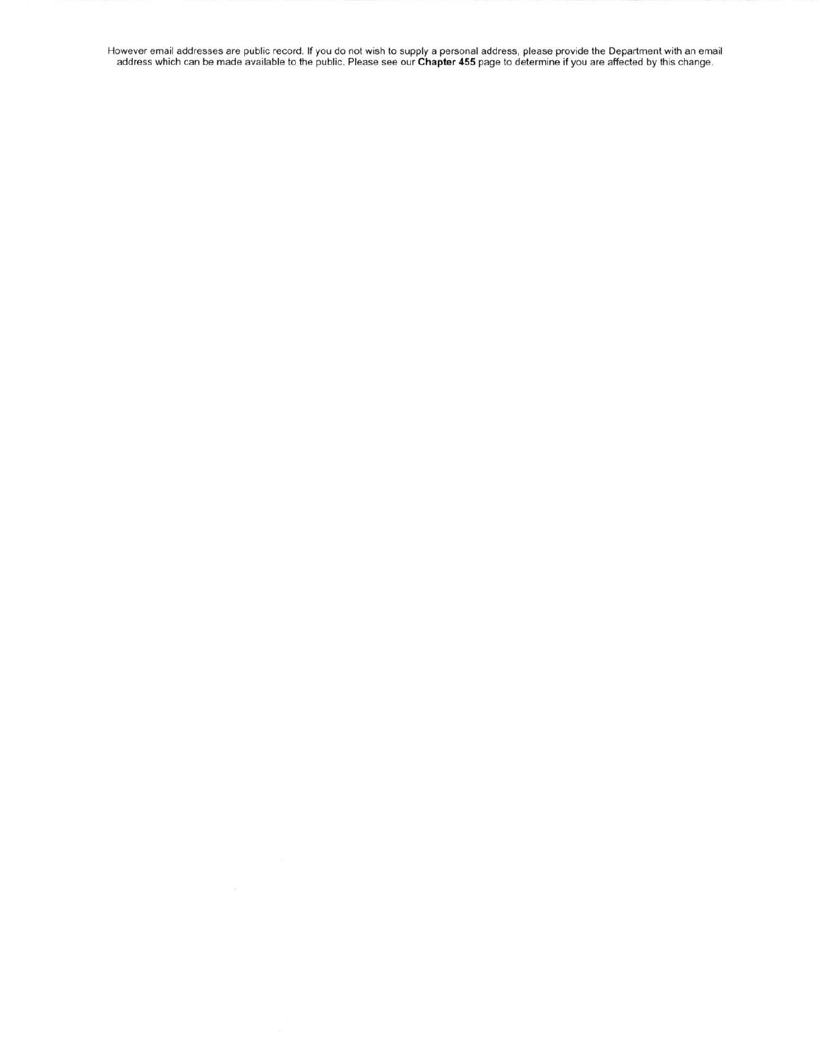However email addresses are public record. If you do not wish to supply a personal address, please provide the Department with an email address which can be made available to the public. Please see our **Chapter 455** page to determine if you are affected by this change.